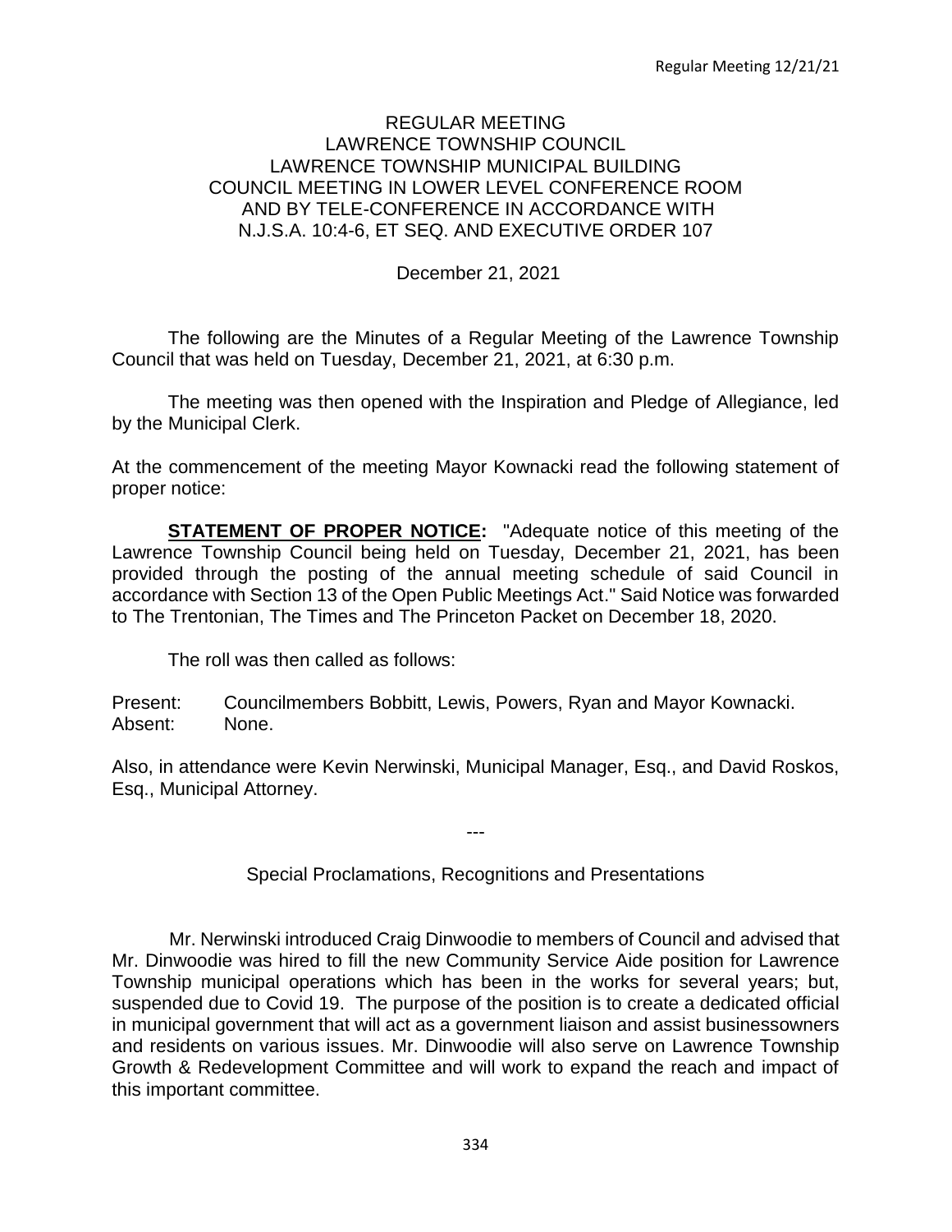# REGULAR MEETING
# LAWRENCE TOWNSHIP COUNCIL
# LAWRENCE TOWNSHIP MUNICIPAL BUILDING
# COUNCIL MEETING IN LOWER LEVEL CONFERENCE ROOM AND BY TELE-CONFERENCE IN ACCORDANCE WITH N.J.S.A. 10:4-6, ET SEQ. AND EXECUTIVE ORDER 107

December 21, 2021

The following are the Minutes of a Regular Meeting of the Lawrence Township Council that was held on Tuesday, December 21, 2021, at 6:30 p.m.

The meeting was then opened with the Inspiration and Pledge of Allegiance, led by the Municipal Clerk.

At the commencement of the meeting Mayor Kownacki read the following statement of proper notice:

**STATEMENT OF PROPER NOTICE:** "Adequate notice of this meeting of the Lawrence Township Council being held on Tuesday, December 21, 2021, has been provided through the posting of the annual meeting schedule of said Council in accordance with Section 13 of the Open Public Meetings Act." Said Notice was forwarded to The Trentonian, The Times and The Princeton Packet on December 18, 2020.

The roll was then called as follows:

Present: Councilmembers Bobbitt, Lewis, Powers, Ryan and Mayor Kownacki.
Absent: None.

Also, in attendance were Kevin Nerwinski, Municipal Manager, Esq., and David Roskos, Esq., Municipal Attorney.

---

## Special Proclamations, Recognitions and Presentations

Mr. Nerwinski introduced Craig Dinwoodie to members of Council and advised that Mr. Dinwoodie was hired to fill the new Community Service Aide position for Lawrence Township municipal operations which has been in the works for several years; but, suspended due to Covid 19. The purpose of the position is to create a dedicated official in municipal government that will act as a government liaison and assist businessowners and residents on various issues. Mr. Dinwoodie will also serve on Lawrence Township Growth & Redevelopment Committee and will work to expand the reach and impact of this important committee.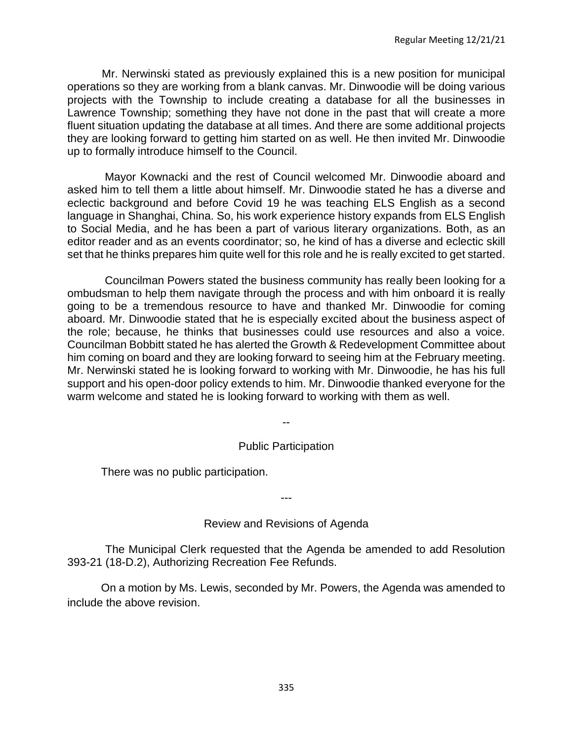Mr. Nerwinski stated as previously explained this is a new position for municipal operations so they are working from a blank canvas. Mr. Dinwoodie will be doing various projects with the Township to include creating a database for all the businesses in Lawrence Township; something they have not done in the past that will create a more fluent situation updating the database at all times. And there are some additional projects they are looking forward to getting him started on as well. He then invited Mr. Dinwoodie up to formally introduce himself to the Council.

Mayor Kownacki and the rest of Council welcomed Mr. Dinwoodie aboard and asked him to tell them a little about himself. Mr. Dinwoodie stated he has a diverse and eclectic background and before Covid 19 he was teaching ELS English as a second language in Shanghai, China. So, his work experience history expands from ELS English to Social Media, and he has been a part of various literary organizations. Both, as an editor reader and as an events coordinator; so, he kind of has a diverse and eclectic skill set that he thinks prepares him quite well for this role and he is really excited to get started.

Councilman Powers stated the business community has really been looking for a ombudsman to help them navigate through the process and with him onboard it is really going to be a tremendous resource to have and thanked Mr. Dinwoodie for coming aboard. Mr. Dinwoodie stated that he is especially excited about the business aspect of the role; because, he thinks that businesses could use resources and also a voice. Councilman Bobbitt stated he has alerted the Growth & Redevelopment Committee about him coming on board and they are looking forward to seeing him at the February meeting. Mr. Nerwinski stated he is looking forward to working with Mr. Dinwoodie, he has his full support and his open-door policy extends to him. Mr. Dinwoodie thanked everyone for the warm welcome and stated he is looking forward to working with them as well.

--

## Public Participation

There was no public participation.

---

## Review and Revisions of Agenda

The Municipal Clerk requested that the Agenda be amended to add Resolution 393-21 (18-D.2), Authorizing Recreation Fee Refunds.

On a motion by Ms. Lewis, seconded by Mr. Powers, the Agenda was amended to include the above revision.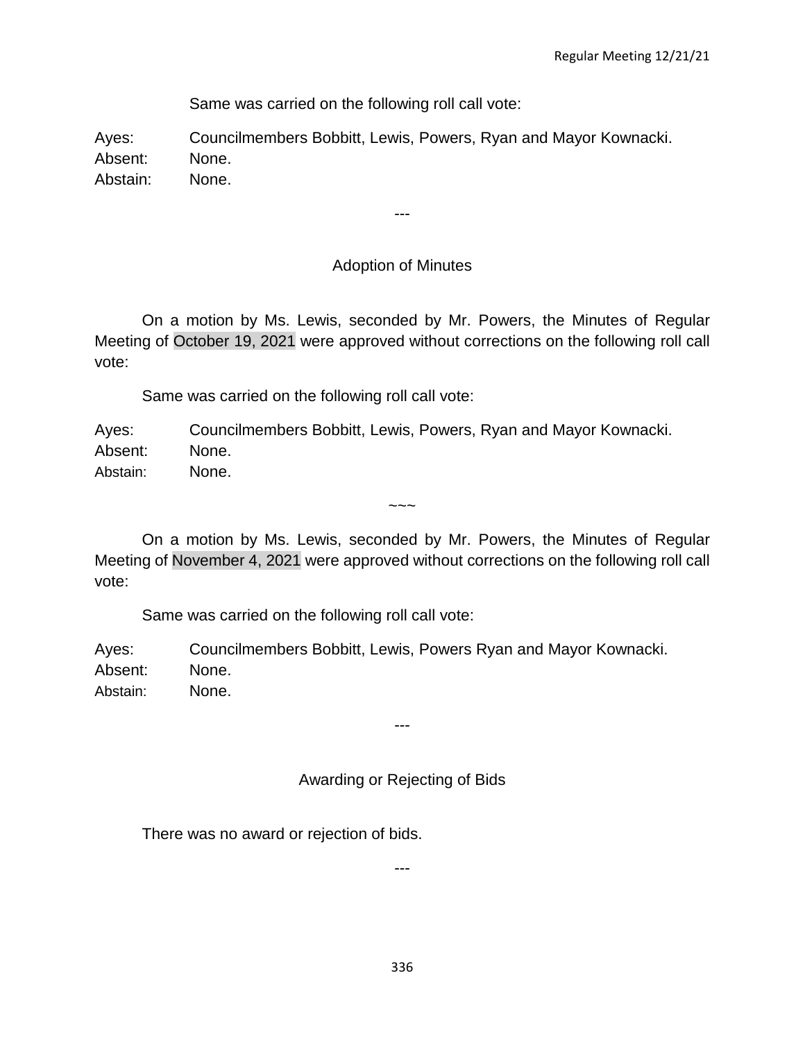Same was carried on the following roll call vote:

Ayes: Councilmembers Bobbitt, Lewis, Powers, Ryan and Mayor Kownacki.
Absent: None.
Abstain: None.

---

## Adoption of Minutes

On a motion by Ms. Lewis, seconded by Mr. Powers, the Minutes of Regular Meeting of October 19, 2021 were approved without corrections on the following roll call vote:

Same was carried on the following roll call vote:

Ayes: Councilmembers Bobbitt, Lewis, Powers, Ryan and Mayor Kownacki.
Absent: None.
Abstain: None.

~~~

On a motion by Ms. Lewis, seconded by Mr. Powers, the Minutes of Regular Meeting of November 4, 2021 were approved without corrections on the following roll call vote:

Same was carried on the following roll call vote:

Ayes: Councilmembers Bobbitt, Lewis, Powers Ryan and Mayor Kownacki.
Absent: None.
Abstain: None.

---

## Awarding or Rejecting of Bids

There was no award or rejection of bids.

---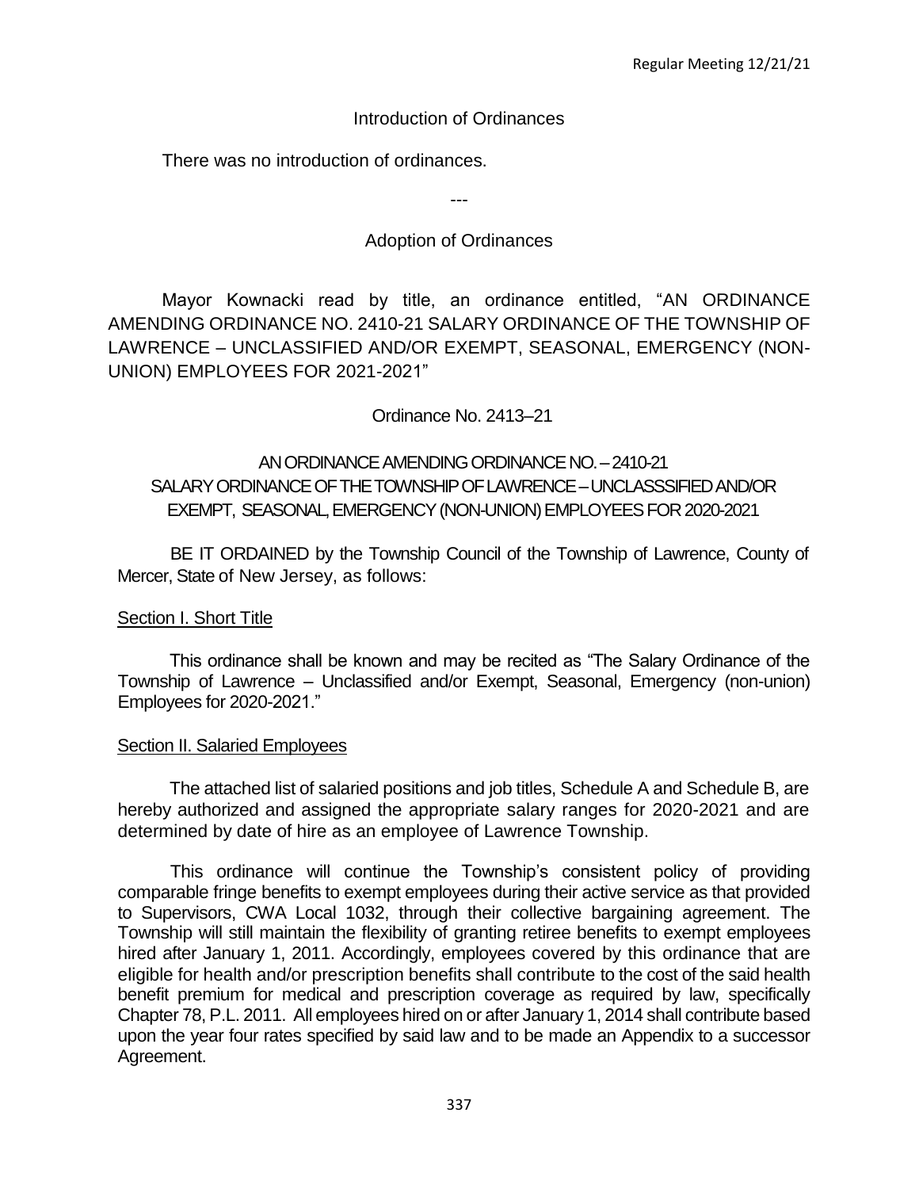## Introduction of Ordinances

There was no introduction of ordinances.

---

## Adoption of Ordinances

Mayor Kownacki read by title, an ordinance entitled, "AN ORDINANCE AMENDING ORDINANCE NO. 2410-21 SALARY ORDINANCE OF THE TOWNSHIP OF LAWRENCE – UNCLASSIFIED AND/OR EXEMPT, SEASONAL, EMERGENCY (NON-UNION) EMPLOYEES FOR 2021-2021"

Ordinance No. 2413–21

AN ORDINANCE AMENDING ORDINANCE NO. – 2410-21
SALARY ORDINANCE OF THE TOWNSHIP OF LAWRENCE – UNCLASSSIFIED AND/OR EXEMPT, SEASONAL, EMERGENCY (NON-UNION) EMPLOYEES FOR 2020-2021

BE IT ORDAINED by the Township Council of the Township of Lawrence, County of Mercer, State of New Jersey, as follows:

Section I. Short Title

This ordinance shall be known and may be recited as "The Salary Ordinance of the Township of Lawrence – Unclassified and/or Exempt, Seasonal, Emergency (non-union) Employees for 2020-2021."

Section II. Salaried Employees

The attached list of salaried positions and job titles, Schedule A and Schedule B, are hereby authorized and assigned the appropriate salary ranges for 2020-2021 and are determined by date of hire as an employee of Lawrence Township.

This ordinance will continue the Township's consistent policy of providing comparable fringe benefits to exempt employees during their active service as that provided to Supervisors, CWA Local 1032, through their collective bargaining agreement. The Township will still maintain the flexibility of granting retiree benefits to exempt employees hired after January 1, 2011. Accordingly, employees covered by this ordinance that are eligible for health and/or prescription benefits shall contribute to the cost of the said health benefit premium for medical and prescription coverage as required by law, specifically Chapter 78, P.L. 2011. All employees hired on or after January 1, 2014 shall contribute based upon the year four rates specified by said law and to be made an Appendix to a successor Agreement.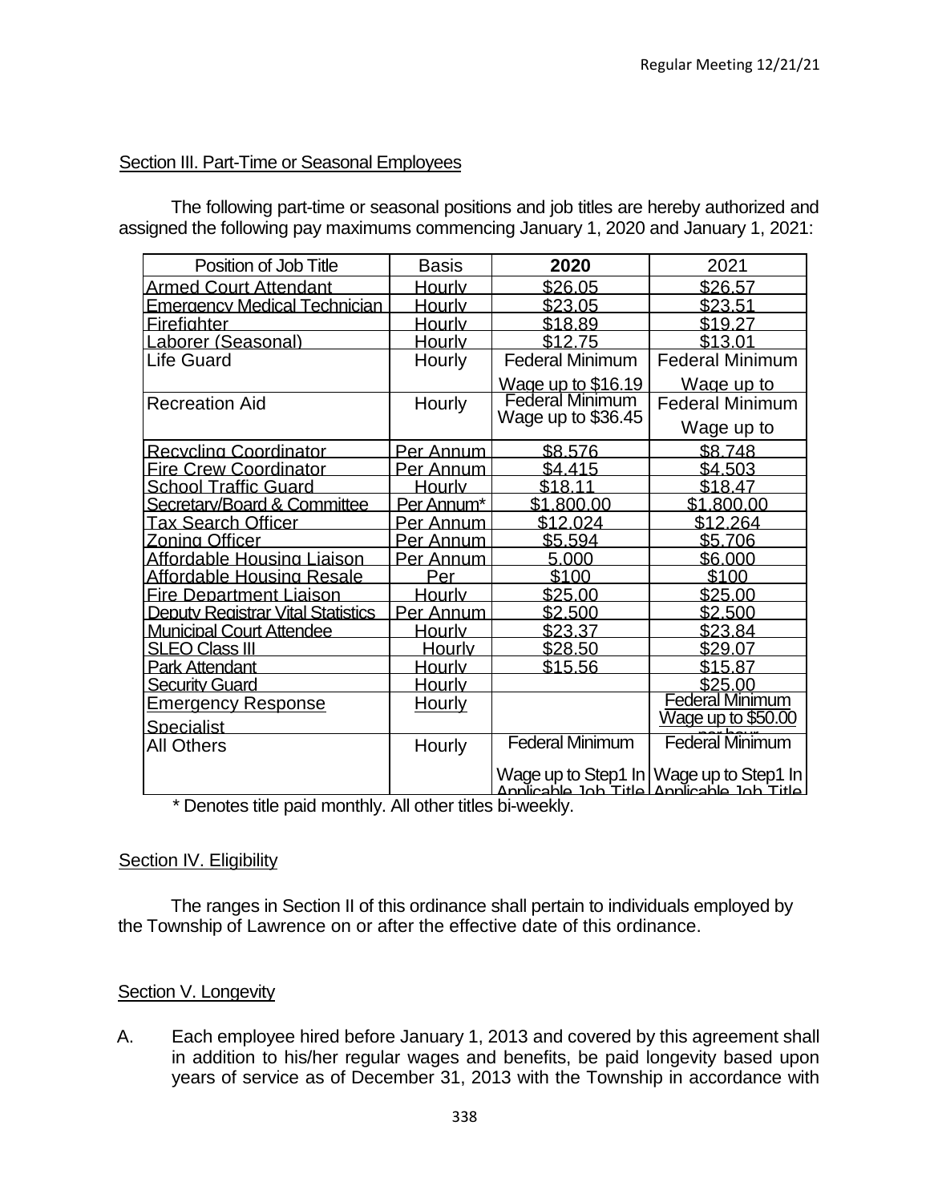Section III. Part-Time or Seasonal Employees

The following part-time or seasonal positions and job titles are hereby authorized and assigned the following pay maximums commencing January 1, 2020 and January 1, 2021:

| Position of Job Title | Basis | **2020** | 2021 |
|---|---|---|---|
| Armed Court Attendant | Hourly | $26.05 | $26.57 |
| Emergency Medical Technician | Hourly | $23.05 | $23.51 |
| Firefighter | Hourly | $18.89 | $19.27 |
| Laborer (Seasonal) | Hourly | $12.75 | $13.01 |
| Life Guard | Hourly | Federal Minimum Wage up to $16.19 | Federal Minimum Wage up to |
| Recreation Aid | Hourly | Federal Minimum Wage up to $36.45 | Federal Minimum Wage up to |
| Recycling Coordinator | Per Annum | $8,576 | $8,748 |
| Fire Crew Coordinator | Per Annum | $4,415 | $4,503 |
| School Traffic Guard | Hourly | $18.11 | $18.47 |
| Secretary/Board & Committee | Per Annum* | $1,800.00 | $1,800.00 |
| Tax Search Officer | Per Annum | $12,024 | $12,264 |
| Zoning Officer | Per Annum | $5,594 | $5,706 |
| Affordable Housing Liaison | Per Annum | 5,000 | $6,000 |
| Affordable Housing Resale | Per | $100 | $100 |
| Fire Department Liaison | Hourly | $25.00 | $25.00 |
| Deputy Registrar Vital Statistics | Per Annum | $2,500 | $2,500 |
| Municipal Court Attendee | Hourly | $23.37 | $23.84 |
| SLEO Class III | Hourly | $28.50 | $29.07 |
| Park Attendant | Hourly | $15.56 | $15.87 |
| Security Guard | Hourly | | $25.00 |
| Emergency Response Specialist | Hourly | | Federal Minimum Wage up to $50.00 per hour |
| All Others | Hourly | Federal Minimum Wage up to Step1 In Applicable Job Title | Federal Minimum Wage up to Step1 In Applicable Job Title |

\* Denotes title paid monthly. All other titles bi-weekly.

Section IV. Eligibility

The ranges in Section II of this ordinance shall pertain to individuals employed by the Township of Lawrence on or after the effective date of this ordinance.

Section V. Longevity

A. Each employee hired before January 1, 2013 and covered by this agreement shall in addition to his/her regular wages and benefits, be paid longevity based upon years of service as of December 31, 2013 with the Township in accordance with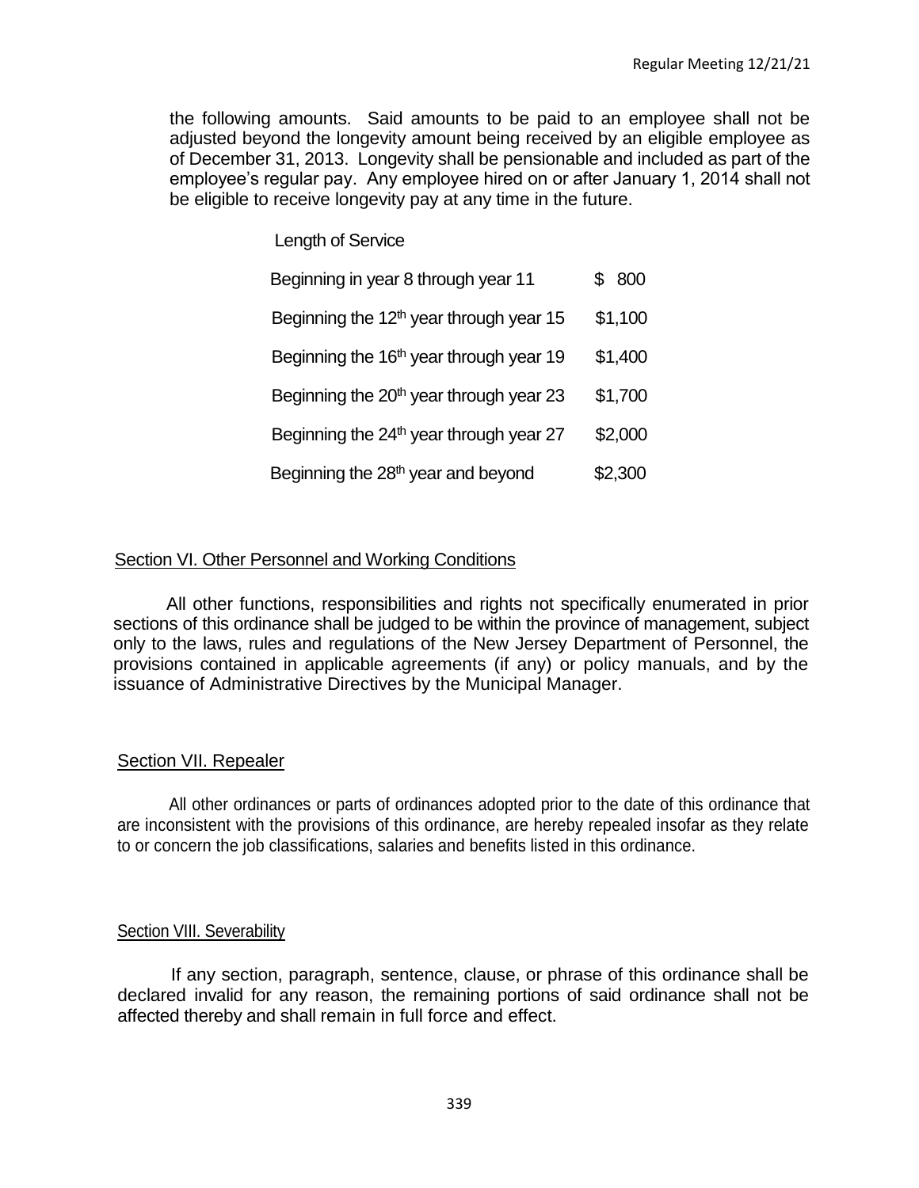the following amounts. Said amounts to be paid to an employee shall not be adjusted beyond the longevity amount being received by an eligible employee as of December 31, 2013. Longevity shall be pensionable and included as part of the employee's regular pay. Any employee hired on or after January 1, 2014 shall not be eligible to receive longevity pay at any time in the future.

| Length of Service | |
|---|---|
| Beginning in year 8 through year 11 | $ 800 |
| Beginning the 12th year through year 15 | $1,100 |
| Beginning the 16th year through year 19 | $1,400 |
| Beginning the 20th year through year 23 | $1,700 |
| Beginning the 24th year through year 27 | $2,000 |
| Beginning the 28th year and beyond | $2,300 |

## Section VI. Other Personnel and Working Conditions

All other functions, responsibilities and rights not specifically enumerated in prior sections of this ordinance shall be judged to be within the province of management, subject only to the laws, rules and regulations of the New Jersey Department of Personnel, the provisions contained in applicable agreements (if any) or policy manuals, and by the issuance of Administrative Directives by the Municipal Manager.

## Section VII. Repealer

All other ordinances or parts of ordinances adopted prior to the date of this ordinance that are inconsistent with the provisions of this ordinance, are hereby repealed insofar as they relate to or concern the job classifications, salaries and benefits listed in this ordinance.

## Section VIII. Severability

If any section, paragraph, sentence, clause, or phrase of this ordinance shall be declared invalid for any reason, the remaining portions of said ordinance shall not be affected thereby and shall remain in full force and effect.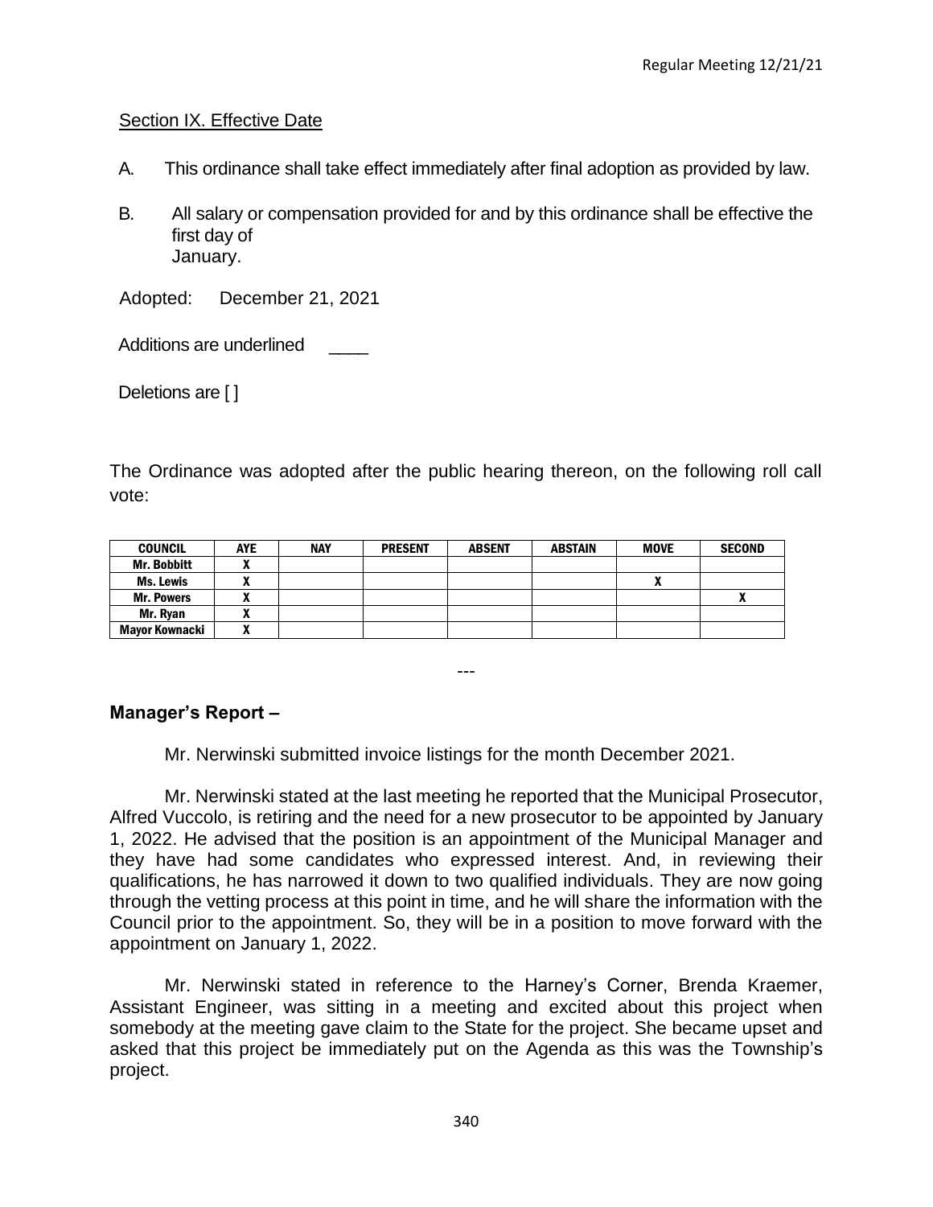Section IX. Effective Date

A. This ordinance shall take effect immediately after final adoption as provided by law.

B. All salary or compensation provided for and by this ordinance shall be effective the first day of
January.

Adopted: December 21, 2021

Additions are underlined ____

Deletions are [ ]

The Ordinance was adopted after the public hearing thereon, on the following roll call vote:

| COUNCIL | AYE | NAY | PRESENT | ABSENT | ABSTAIN | MOVE | SECOND |
|---|---|---|---|---|---|---|---|
| Mr. Bobbitt | X | | | | | | |
| Ms. Lewis | X | | | | | X | |
| Mr. Powers | X | | | | | | X |
| Mr. Ryan | X | | | | | | |
| Mayor Kownacki | X | | | | | | |

---

**Manager's Report –**

Mr. Nerwinski submitted invoice listings for the month December 2021.

Mr. Nerwinski stated at the last meeting he reported that the Municipal Prosecutor, Alfred Vuccolo, is retiring and the need for a new prosecutor to be appointed by January 1, 2022. He advised that the position is an appointment of the Municipal Manager and they have had some candidates who expressed interest. And, in reviewing their qualifications, he has narrowed it down to two qualified individuals. They are now going through the vetting process at this point in time, and he will share the information with the Council prior to the appointment. So, they will be in a position to move forward with the appointment on January 1, 2022.

Mr. Nerwinski stated in reference to the Harney's Corner, Brenda Kraemer, Assistant Engineer, was sitting in a meeting and excited about this project when somebody at the meeting gave claim to the State for the project. She became upset and asked that this project be immediately put on the Agenda as this was the Township's project.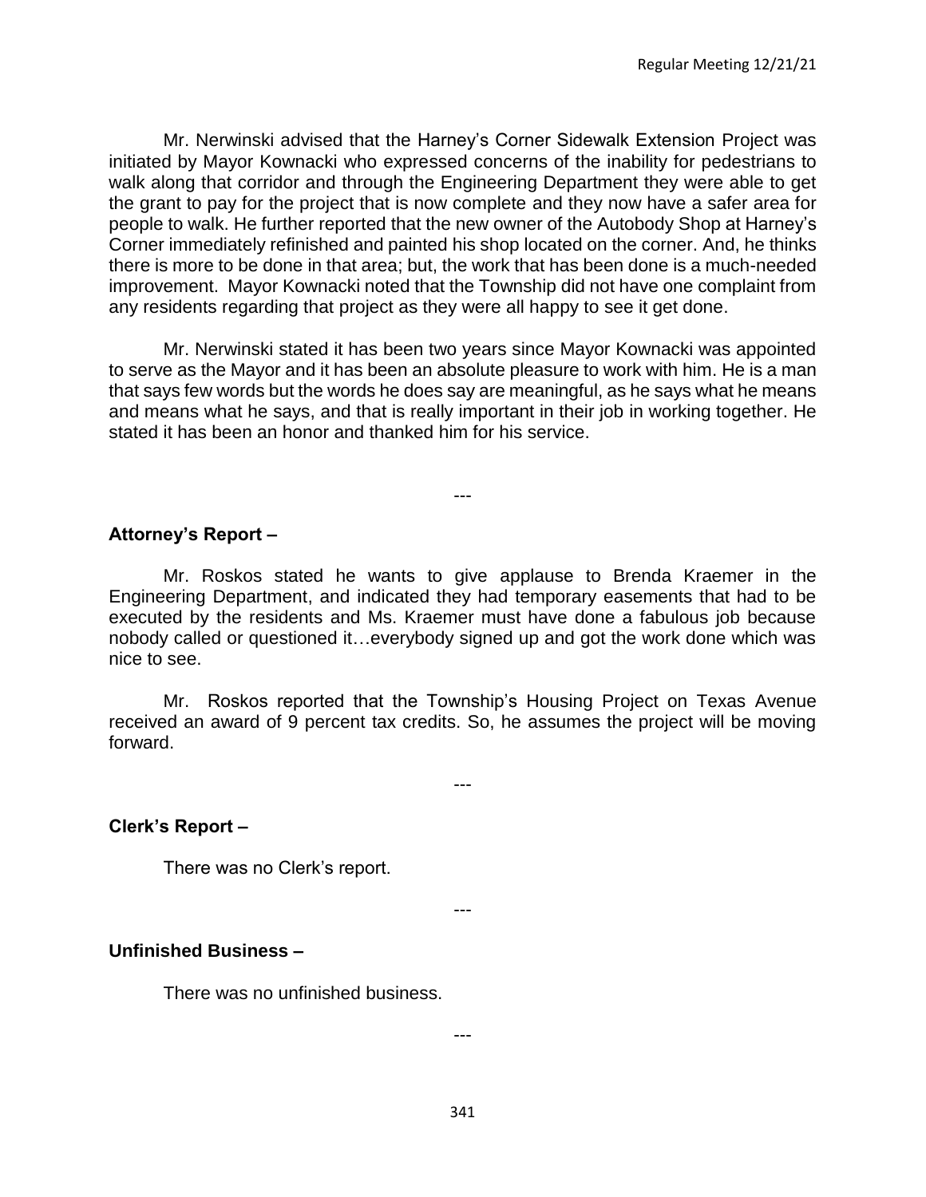Mr. Nerwinski advised that the Harney's Corner Sidewalk Extension Project was initiated by Mayor Kownacki who expressed concerns of the inability for pedestrians to walk along that corridor and through the Engineering Department they were able to get the grant to pay for the project that is now complete and they now have a safer area for people to walk. He further reported that the new owner of the Autobody Shop at Harney's Corner immediately refinished and painted his shop located on the corner. And, he thinks there is more to be done in that area; but, the work that has been done is a much-needed improvement. Mayor Kownacki noted that the Township did not have one complaint from any residents regarding that project as they were all happy to see it get done.

Mr. Nerwinski stated it has been two years since Mayor Kownacki was appointed to serve as the Mayor and it has been an absolute pleasure to work with him. He is a man that says few words but the words he does say are meaningful, as he says what he means and means what he says, and that is really important in their job in working together. He stated it has been an honor and thanked him for his service.

---

**Attorney's Report –**

Mr. Roskos stated he wants to give applause to Brenda Kraemer in the Engineering Department, and indicated they had temporary easements that had to be executed by the residents and Ms. Kraemer must have done a fabulous job because nobody called or questioned it…everybody signed up and got the work done which was nice to see.

Mr. Roskos reported that the Township's Housing Project on Texas Avenue received an award of 9 percent tax credits. So, he assumes the project will be moving forward.

---

**Clerk's Report –**

There was no Clerk's report.

---

**Unfinished Business –**

There was no unfinished business.

---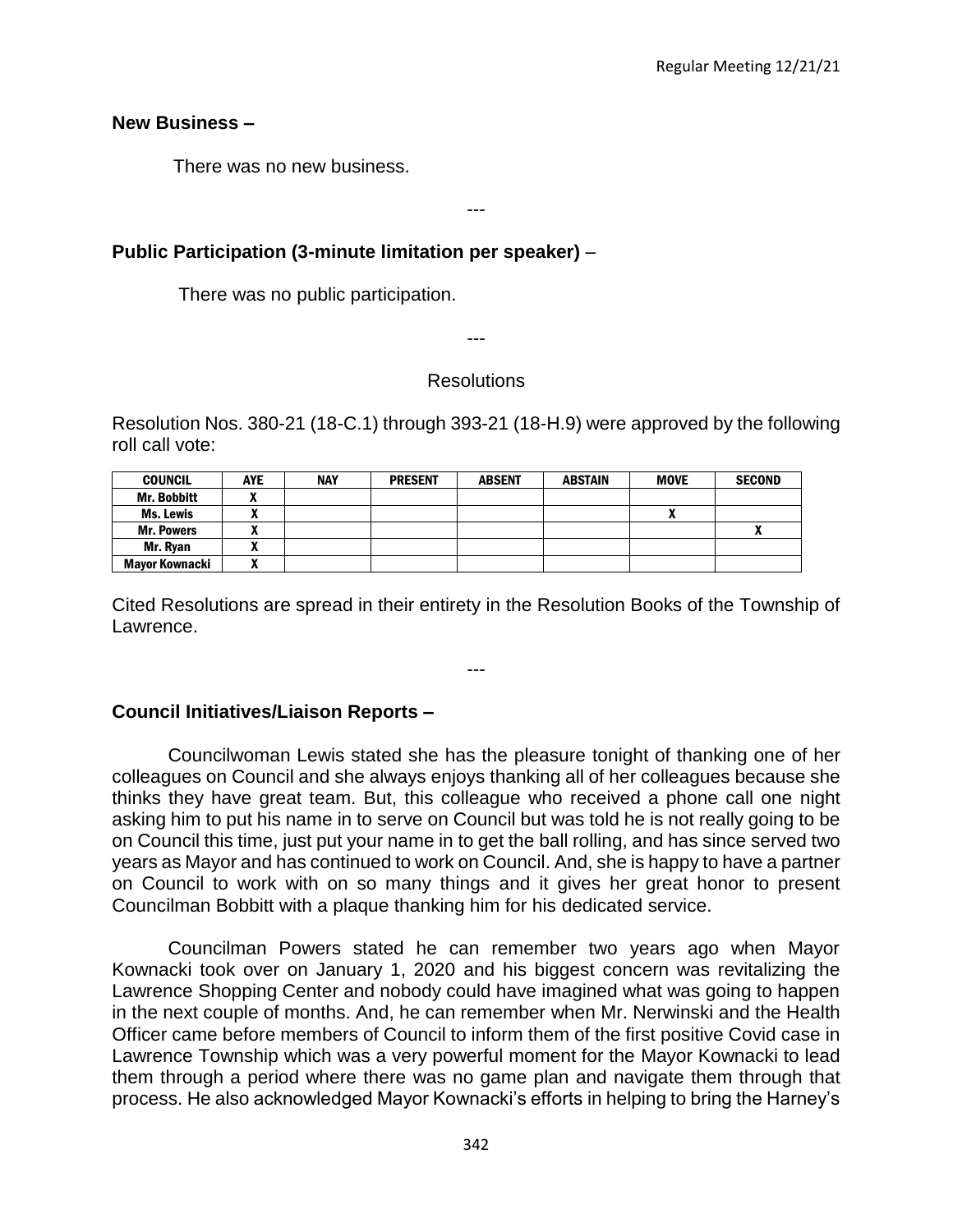**New Business –**

There was no new business.

---

**Public Participation (3-minute limitation per speaker)** –

There was no public participation.

---

Resolutions

Resolution Nos. 380-21 (18-C.1) through 393-21 (18-H.9) were approved by the following roll call vote:

| COUNCIL | AYE | NAY | PRESENT | ABSENT | ABSTAIN | MOVE | SECOND |
|---|---|---|---|---|---|---|---|
| Mr. Bobbitt | X | | | | | | |
| Ms. Lewis | X | | | | | X | |
| Mr. Powers | X | | | | | | X |
| Mr. Ryan | X | | | | | | |
| Mayor Kownacki | X | | | | | | |

Cited Resolutions are spread in their entirety in the Resolution Books of the Township of Lawrence.

---

**Council Initiatives/Liaison Reports –**

Councilwoman Lewis stated she has the pleasure tonight of thanking one of her colleagues on Council and she always enjoys thanking all of her colleagues because she thinks they have great team. But, this colleague who received a phone call one night asking him to put his name in to serve on Council but was told he is not really going to be on Council this time, just put your name in to get the ball rolling, and has since served two years as Mayor and has continued to work on Council. And, she is happy to have a partner on Council to work with on so many things and it gives her great honor to present Councilman Bobbitt with a plaque thanking him for his dedicated service.

Councilman Powers stated he can remember two years ago when Mayor Kownacki took over on January 1, 2020 and his biggest concern was revitalizing the Lawrence Shopping Center and nobody could have imagined what was going to happen in the next couple of months. And, he can remember when Mr. Nerwinski and the Health Officer came before members of Council to inform them of the first positive Covid case in Lawrence Township which was a very powerful moment for the Mayor Kownacki to lead them through a period where there was no game plan and navigate them through that process. He also acknowledged Mayor Kownacki's efforts in helping to bring the Harney's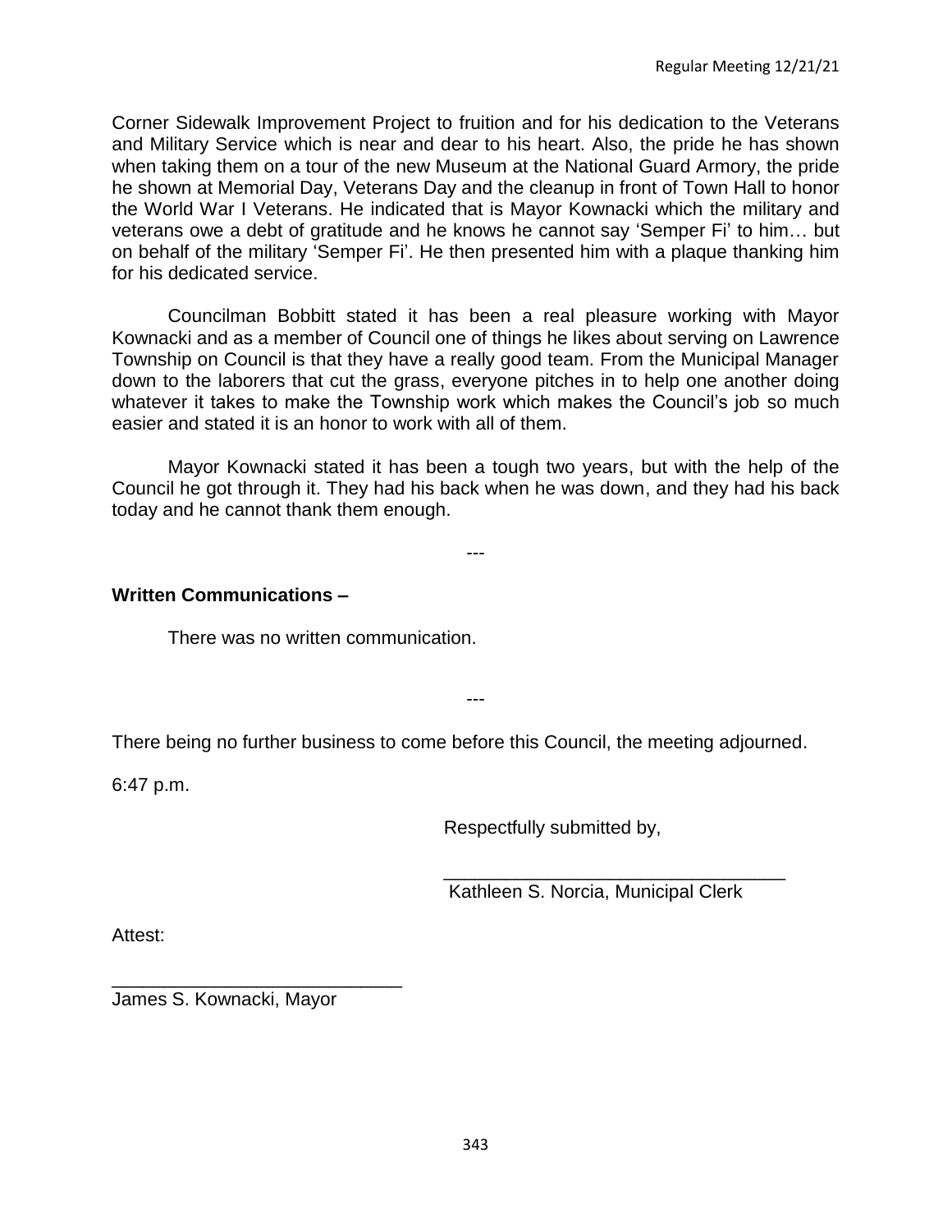Corner Sidewalk Improvement Project to fruition and for his dedication to the Veterans and Military Service which is near and dear to his heart. Also, the pride he has shown when taking them on a tour of the new Museum at the National Guard Armory, the pride he shown at Memorial Day, Veterans Day and the cleanup in front of Town Hall to honor the World War I Veterans. He indicated that is Mayor Kownacki which the military and veterans owe a debt of gratitude and he knows he cannot say 'Semper Fi' to him… but on behalf of the military 'Semper Fi'. He then presented him with a plaque thanking him for his dedicated service.

Councilman Bobbitt stated it has been a real pleasure working with Mayor Kownacki and as a member of Council one of things he likes about serving on Lawrence Township on Council is that they have a really good team. From the Municipal Manager down to the laborers that cut the grass, everyone pitches in to help one another doing whatever it takes to make the Township work which makes the Council's job so much easier and stated it is an honor to work with all of them.

Mayor Kownacki stated it has been a tough two years, but with the help of the Council he got through it. They had his back when he was down, and they had his back today and he cannot thank them enough.

---

**Written Communications –**

There was no written communication.

---

There being no further business to come before this Council, the meeting adjourned.

6:47 p.m.

Respectfully submitted by,

\_\_\_\_\_\_\_\_\_\_\_\_\_\_\_\_\_\_\_\_\_\_\_\_\_\_\_\_\_\_\_\_\_\_
Kathleen S. Norcia, Municipal Clerk

Attest:

\_\_\_\_\_\_\_\_\_\_\_\_\_\_\_\_\_\_\_\_\_\_\_\_\_\_\_\_
James S. Kownacki, Mayor